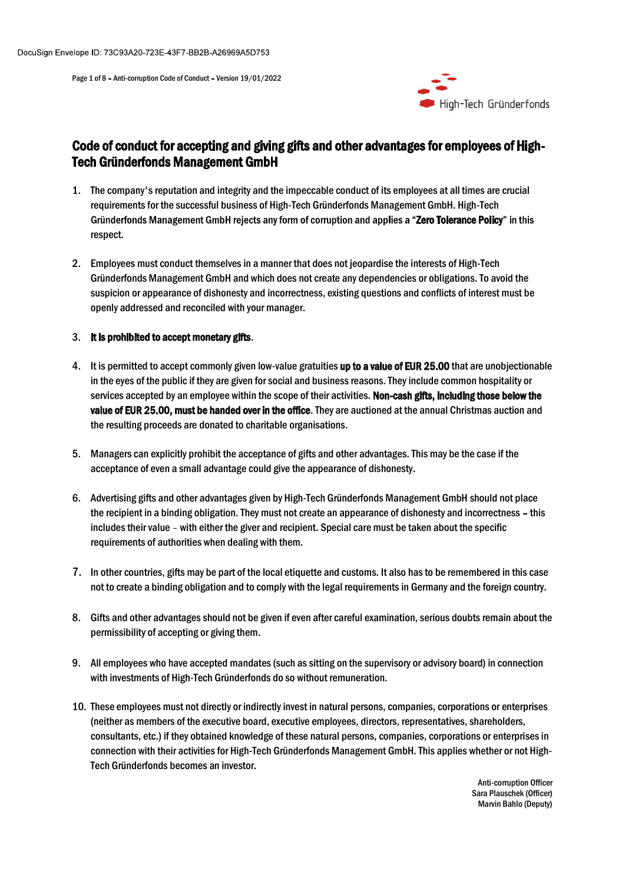# Code of conduct for accepting and giving gifts and other advantages for employees of High-Tech Gründerfonds Management GmbH

1. The company's reputation and integrity and the impeccable conduct of its employees at all times are crucial requirements for the successful business of High-Tech Gründerfonds Management GmbH. High-Tech Gründerfonds Management GmbH rejects any form of corruption and applies a "**Zero Tolerance Policy**" in this respect.

2. Employees must conduct themselves in a manner that does not jeopardise the interests of High-Tech Gründerfonds Management GmbH and which does not create any dependencies or obligations. To avoid the suspicion or appearance of dishonesty and incorrectness, existing questions and conflicts of interest must be openly addressed and reconciled with your manager.

3. **It is prohibited to accept monetary gifts**.

4. It is permitted to accept commonly given low-value gratuities **up to a value of EUR 25.00** that are unobjectionable in the eyes of the public if they are given for social and business reasons. They include common hospitality or services accepted by an employee within the scope of their activities. **Non-cash gifts, including those below the value of EUR 25.00, must be handed over in the office**. They are auctioned at the annual Christmas auction and the resulting proceeds are donated to charitable organisations.

5. Managers can explicitly prohibit the acceptance of gifts and other advantages. This may be the case if the acceptance of even a small advantage could give the appearance of dishonesty.

6. Advertising gifts and other advantages given by High-Tech Gründerfonds Management GmbH should not place the recipient in a binding obligation. They must not create an appearance of dishonesty and incorrectness – this includes their value – with either the giver and recipient. Special care must be taken about the specific requirements of authorities when dealing with them.

7. In other countries, gifts may be part of the local etiquette and customs. It also has to be remembered in this case not to create a binding obligation and to comply with the legal requirements in Germany and the foreign country.

8. Gifts and other advantages should not be given if even after careful examination, serious doubts remain about the permissibility of accepting or giving them.

9. All employees who have accepted mandates (such as sitting on the supervisory or advisory board) in connection with investments of High-Tech Gründerfonds do so without remuneration.

10. These employees must not directly or indirectly invest in natural persons, companies, corporations or enterprises (neither as members of the executive board, executive employees, directors, representatives, shareholders, consultants, etc.) if they obtained knowledge of these natural persons, companies, corporations or enterprises in connection with their activities for High-Tech Gründerfonds Management GmbH. This applies whether or not High-Tech Gründerfonds becomes an investor.

Anti-corruption Officer
Sara Plauschek (Officer)
Marvin Bahlo (Deputy)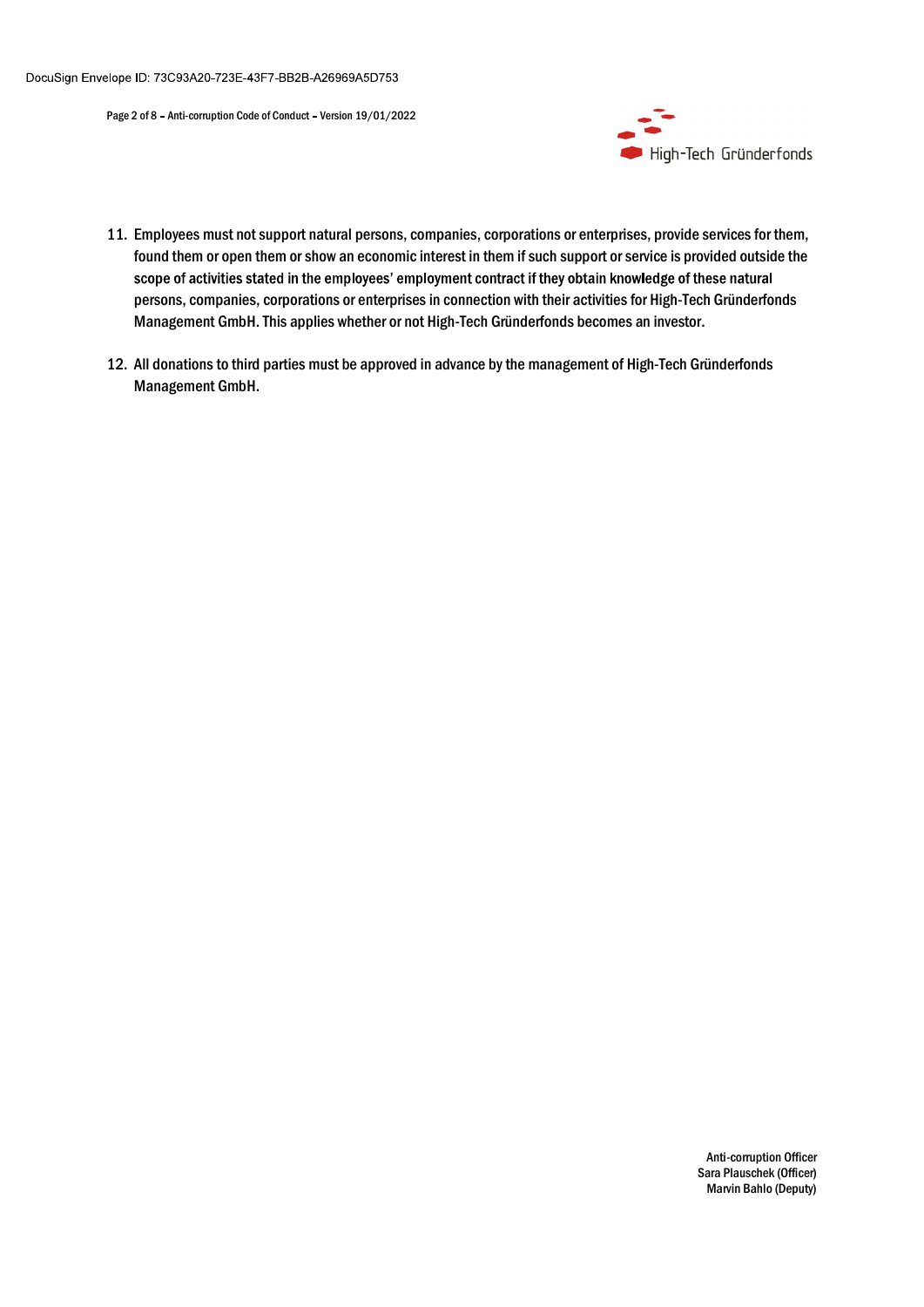11. Employees must not support natural persons, companies, corporations or enterprises, provide services for them, found them or open them or show an economic interest in them if such support or service is provided outside the scope of activities stated in the employees' employment contract if they obtain knowledge of these natural persons, companies, corporations or enterprises in connection with their activities for High-Tech Gründerfonds Management GmbH. This applies whether or not High-Tech Gründerfonds becomes an investor.

12. All donations to third parties must be approved in advance by the management of High-Tech Gründerfonds Management GmbH.

Anti-corruption Officer
Sara Plauschek (Officer)
Marvin Bahlo (Deputy)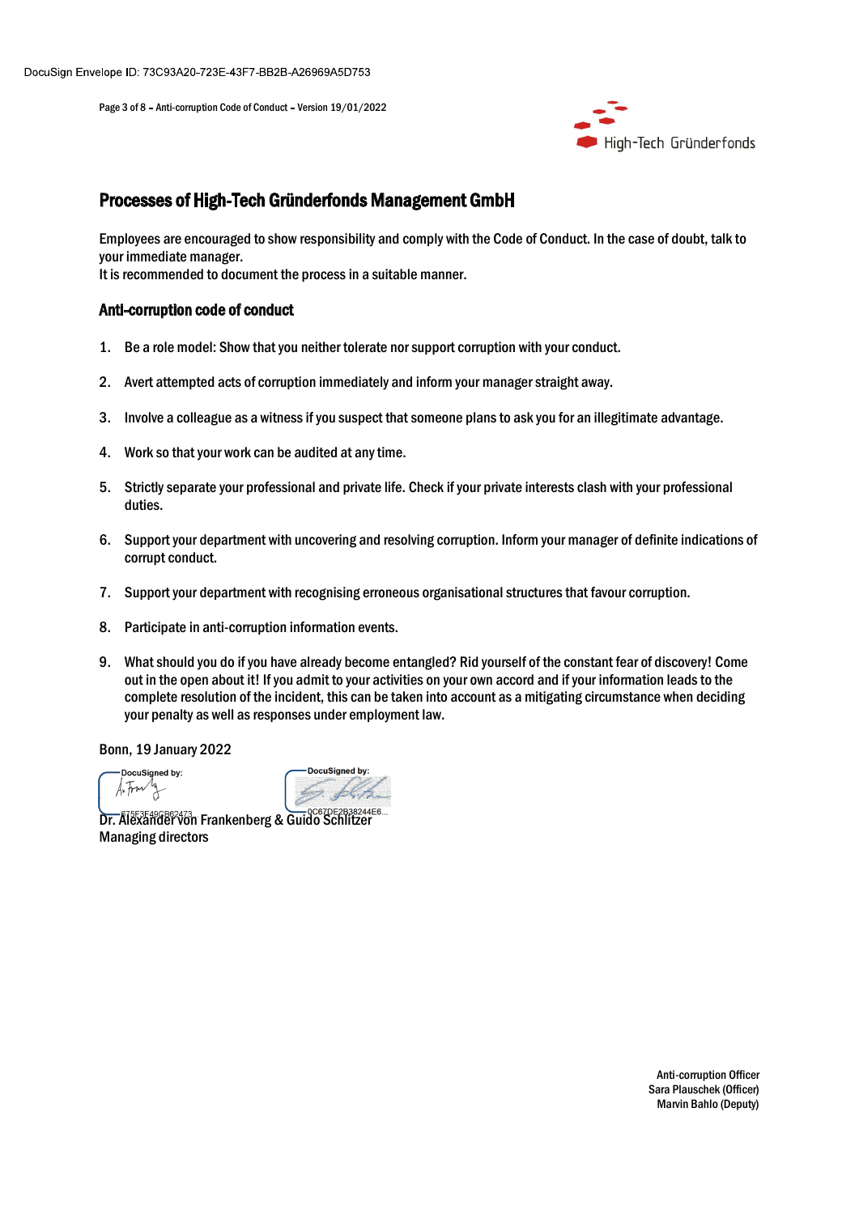# Processes of High-Tech Gründerfonds Management GmbH

Employees are encouraged to show responsibility and comply with the Code of Conduct. In the case of doubt, talk to your immediate manager.
It is recommended to document the process in a suitable manner.

## Anti-corruption code of conduct

1. Be a role model: Show that you neither tolerate nor support corruption with your conduct.
2. Avert attempted acts of corruption immediately and inform your manager straight away.
3. Involve a colleague as a witness if you suspect that someone plans to ask you for an illegitimate advantage.
4. Work so that your work can be audited at any time.
5. Strictly separate your professional and private life. Check if your private interests clash with your professional duties.
6. Support your department with uncovering and resolving corruption. Inform your manager of definite indications of corrupt conduct.
7. Support your department with recognising erroneous organisational structures that favour corruption.
8. Participate in anti-corruption information events.
9. What should you do if you have already become entangled? Rid yourself of the constant fear of discovery! Come out in the open about it! If you admit to your activities on your own accord and if your information leads to the complete resolution of the incident, this can be taken into account as a mitigating circumstance when deciding your penalty as well as responses under employment law.

Bonn, 19 January 2022

DocuSigned by: 875F3F49CB62473 DocuSigned by: 0C67DE2B38244E6...

Dr. Alexander von Frankenberg & Guido Schlitzer
Managing directors

Anti-corruption Officer
Sara Plauschek (Officer)
Marvin Bahlo (Deputy)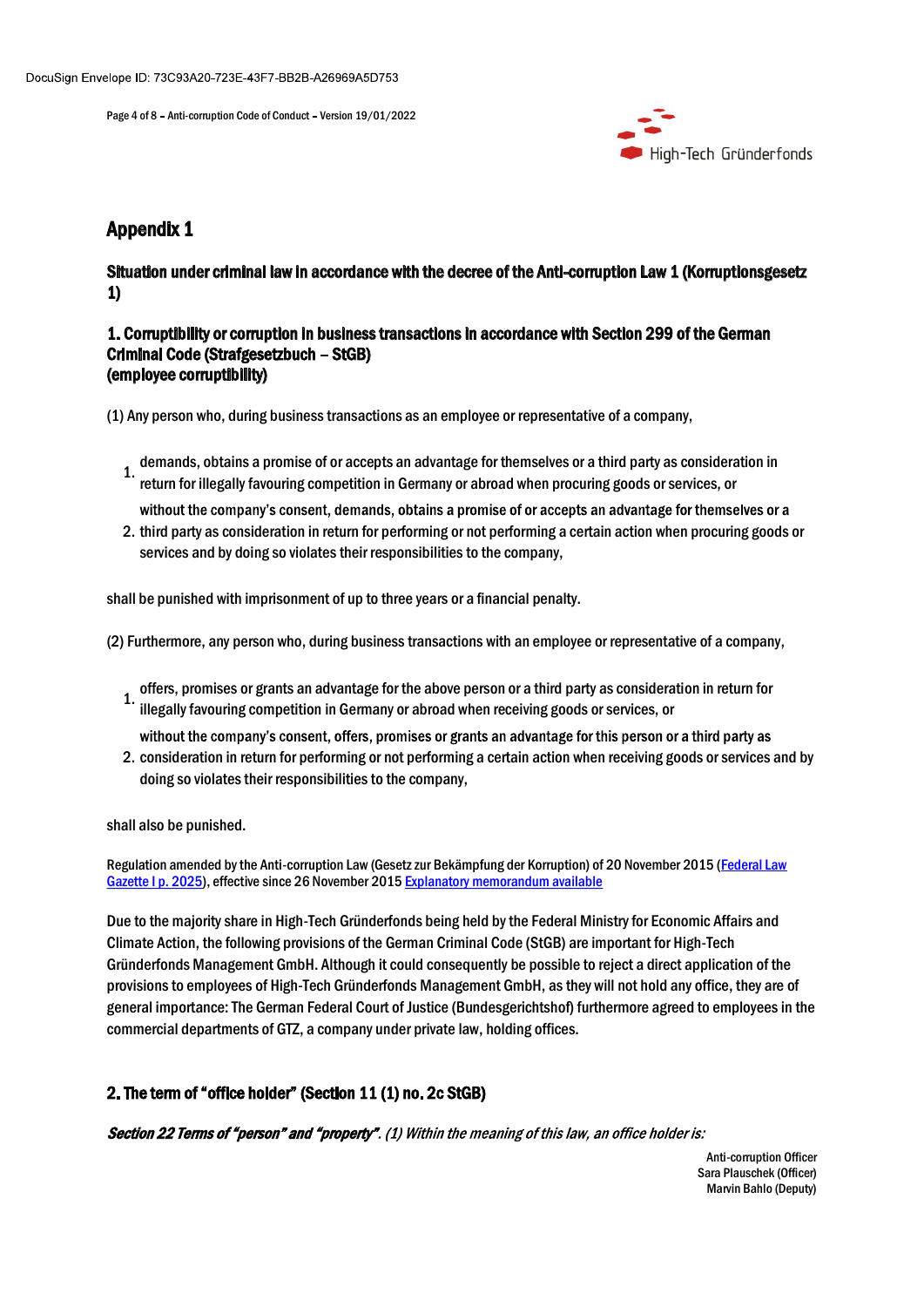# Appendix 1

## Situation under criminal law in accordance with the decree of the Anti-corruption Law 1 (Korruptionsgesetz 1)

### 1. Corruptibility or corruption in business transactions in accordance with Section 299 of the German Criminal Code (Strafgesetzbuch – StGB) (employee corruptibility)

(1) Any person who, during business transactions as an employee or representative of a company,

1. demands, obtains a promise of or accepts an advantage for themselves or a third party as consideration in return for illegally favouring competition in Germany or abroad when procuring goods or services, or
2. without the company's consent, demands, obtains a promise of or accepts an advantage for themselves or a third party as consideration in return for performing or not performing a certain action when procuring goods or services and by doing so violates their responsibilities to the company,

shall be punished with imprisonment of up to three years or a financial penalty.

(2) Furthermore, any person who, during business transactions with an employee or representative of a company,

1. offers, promises or grants an advantage for the above person or a third party as consideration in return for illegally favouring competition in Germany or abroad when receiving goods or services, or
2. without the company's consent, offers, promises or grants an advantage for this person or a third party as consideration in return for performing or not performing a certain action when receiving goods or services and by doing so violates their responsibilities to the company,

shall also be punished.

Regulation amended by the Anti-corruption Law (Gesetz zur Bekämpfung der Korruption) of 20 November 2015 (Federal Law Gazette I p. 2025), effective since 26 November 2015 Explanatory memorandum available

Due to the majority share in High-Tech Gründerfonds being held by the Federal Ministry for Economic Affairs and Climate Action, the following provisions of the German Criminal Code (StGB) are important for High-Tech Gründerfonds Management GmbH. Although it could consequently be possible to reject a direct application of the provisions to employees of High-Tech Gründerfonds Management GmbH, as they will not hold any office, they are of general importance: The German Federal Court of Justice (Bundesgerichtshof) furthermore agreed to employees in the commercial departments of GTZ, a company under private law, holding offices.

### 2. The term of "office holder" (Section 11 (1) no. 2c StGB)

***Section 22 Terms of "person" and "property".*** *(1) Within the meaning of this law, an office holder is:*

Anti-corruption Officer
Sara Plauschek (Officer)
Marvin Bahlo (Deputy)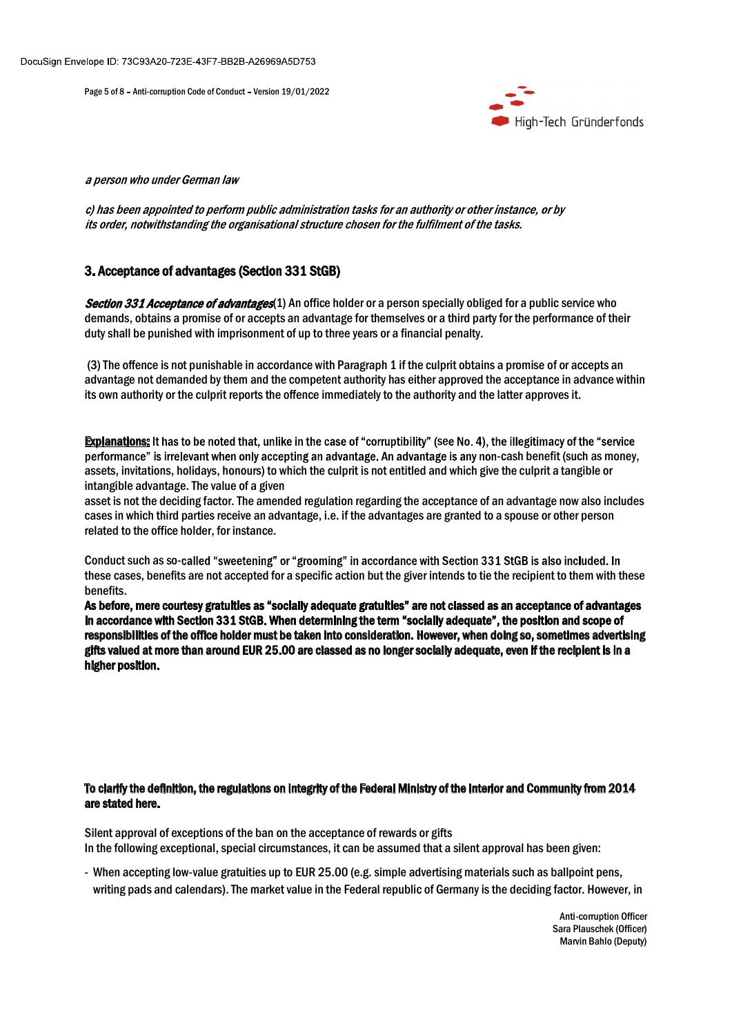*a person who under German law*

*c) has been appointed to perform public administration tasks for an authority or other instance, or by its order, notwithstanding the organisational structure chosen for the fulfilment of the tasks.*

## 3. Acceptance of advantages (Section 331 StGB)

***Section 331 Acceptance of advantages***(1) An office holder or a person specially obliged for a public service who demands, obtains a promise of or accepts an advantage for themselves or a third party for the performance of their duty shall be punished with imprisonment of up to three years or a financial penalty.

(3) The offence is not punishable in accordance with Paragraph 1 if the culprit obtains a promise of or accepts an advantage not demanded by them and the competent authority has either approved the acceptance in advance within its own authority or the culprit reports the offence immediately to the authority and the latter approves it.

**Explanations:** It has to be noted that, unlike in the case of "corruptibility" (see No. 4), the illegitimacy of the "service performance" is irrelevant when only accepting an advantage. An advantage is any non-cash benefit (such as money, assets, invitations, holidays, honours) to which the culprit is not entitled and which give the culprit a tangible or intangible advantage. The value of a given asset is not the deciding factor. The amended regulation regarding the acceptance of an advantage now also includes cases in which third parties receive an advantage, i.e. if the advantages are granted to a spouse or other person related to the office holder, for instance.

Conduct such as so-called "sweetening" or "grooming" in accordance with Section 331 StGB is also included. In these cases, benefits are not accepted for a specific action but the giver intends to tie the recipient to them with these benefits.

**As before, mere courtesy gratuities as "socially adequate gratuities" are not classed as an acceptance of advantages in accordance with Section 331 StGB. When determining the term "socially adequate", the position and scope of responsibilities of the office holder must be taken into consideration. However, when doing so, sometimes advertising gifts valued at more than around EUR 25.00 are classed as no longer socially adequate, even if the recipient is in a higher position.**

**To clarify the definition, the regulations on integrity of the Federal Ministry of the Interior and Community from 2014 are stated here.**

Silent approval of exceptions of the ban on the acceptance of rewards or gifts

In the following exceptional, special circumstances, it can be assumed that a silent approval has been given:

- When accepting low-value gratuities up to EUR 25.00 (e.g. simple advertising materials such as ballpoint pens, writing pads and calendars). The market value in the Federal republic of Germany is the deciding factor. However, in

Anti-corruption Officer
Sara Plauschek (Officer)
Marvin Bahlo (Deputy)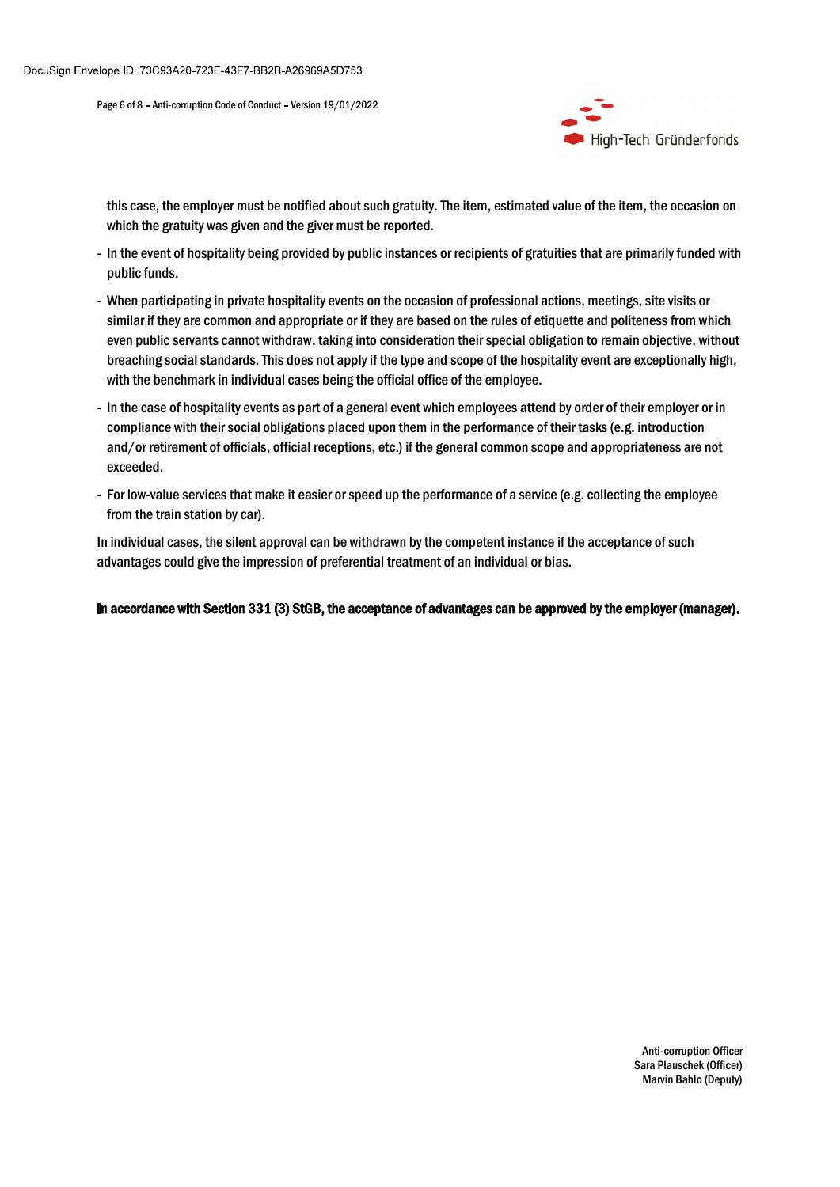this case, the employer must be notified about such gratuity. The item, estimated value of the item, the occasion on which the gratuity was given and the giver must be reported.

- In the event of hospitality being provided by public instances or recipients of gratuities that are primarily funded with public funds.
- When participating in private hospitality events on the occasion of professional actions, meetings, site visits or similar if they are common and appropriate or if they are based on the rules of etiquette and politeness from which even public servants cannot withdraw, taking into consideration their special obligation to remain objective, without breaching social standards. This does not apply if the type and scope of the hospitality event are exceptionally high, with the benchmark in individual cases being the official office of the employee.
- In the case of hospitality events as part of a general event which employees attend by order of their employer or in compliance with their social obligations placed upon them in the performance of their tasks (e.g. introduction and/or retirement of officials, official receptions, etc.) if the general common scope and appropriateness are not exceeded.
- For low-value services that make it easier or speed up the performance of a service (e.g. collecting the employee from the train station by car).

In individual cases, the silent approval can be withdrawn by the competent instance if the acceptance of such advantages could give the impression of preferential treatment of an individual or bias.

**In accordance with Section 331 (3) StGB, the acceptance of advantages can be approved by the employer (manager).**

Anti-corruption Officer
Sara Plauschek (Officer)
Marvin Bahlo (Deputy)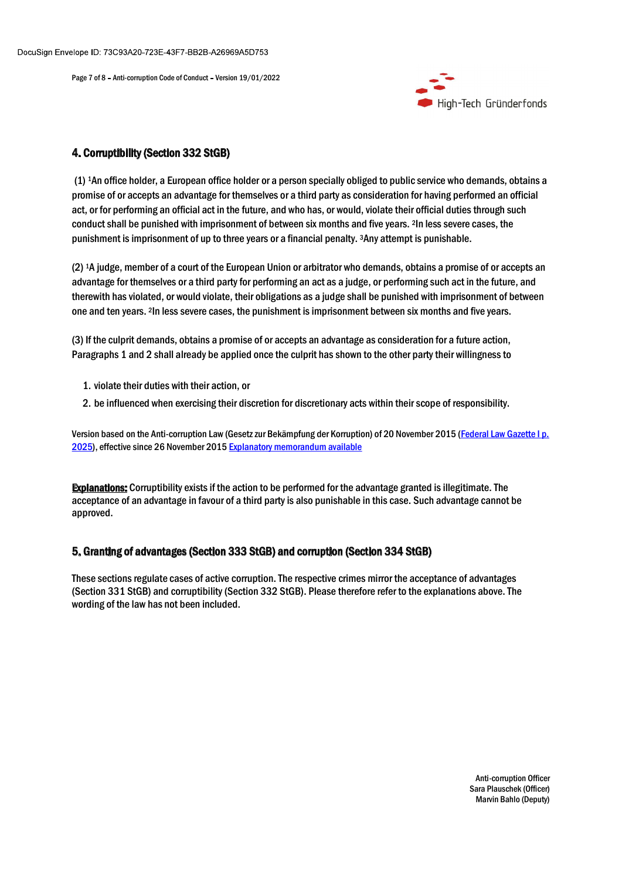## 4. Corruptibility (Section 332 StGB)

(1) [1]An office holder, a European office holder or a person specially obliged to public service who demands, obtains a promise of or accepts an advantage for themselves or a third party as consideration for having performed an official act, or for performing an official act in the future, and who has, or would, violate their official duties through such conduct shall be punished with imprisonment of between six months and five years. [2]In less severe cases, the punishment is imprisonment of up to three years or a financial penalty. [3]Any attempt is punishable.

(2) [1]A judge, member of a court of the European Union or arbitrator who demands, obtains a promise of or accepts an advantage for themselves or a third party for performing an act as a judge, or performing such act in the future, and therewith has violated, or would violate, their obligations as a judge shall be punished with imprisonment of between one and ten years. [2]In less severe cases, the punishment is imprisonment between six months and five years.

(3) If the culprit demands, obtains a promise of or accepts an advantage as consideration for a future action, Paragraphs 1 and 2 shall already be applied once the culprit has shown to the other party their willingness to

1. violate their duties with their action, or
2. be influenced when exercising their discretion for discretionary acts within their scope of responsibility.

Version based on the Anti-corruption Law (Gesetz zur Bekämpfung der Korruption) of 20 November 2015 (Federal Law Gazette I p. 2025), effective since 26 November 2015 Explanatory memorandum available

**Explanations:** Corruptibility exists if the action to be performed for the advantage granted is illegitimate. The acceptance of an advantage in favour of a third party is also punishable in this case. Such advantage cannot be approved.

## 5. Granting of advantages (Section 333 StGB) and corruption (Section 334 StGB)

These sections regulate cases of active corruption. The respective crimes mirror the acceptance of advantages (Section 331 StGB) and corruptibility (Section 332 StGB). Please therefore refer to the explanations above. The wording of the law has not been included.